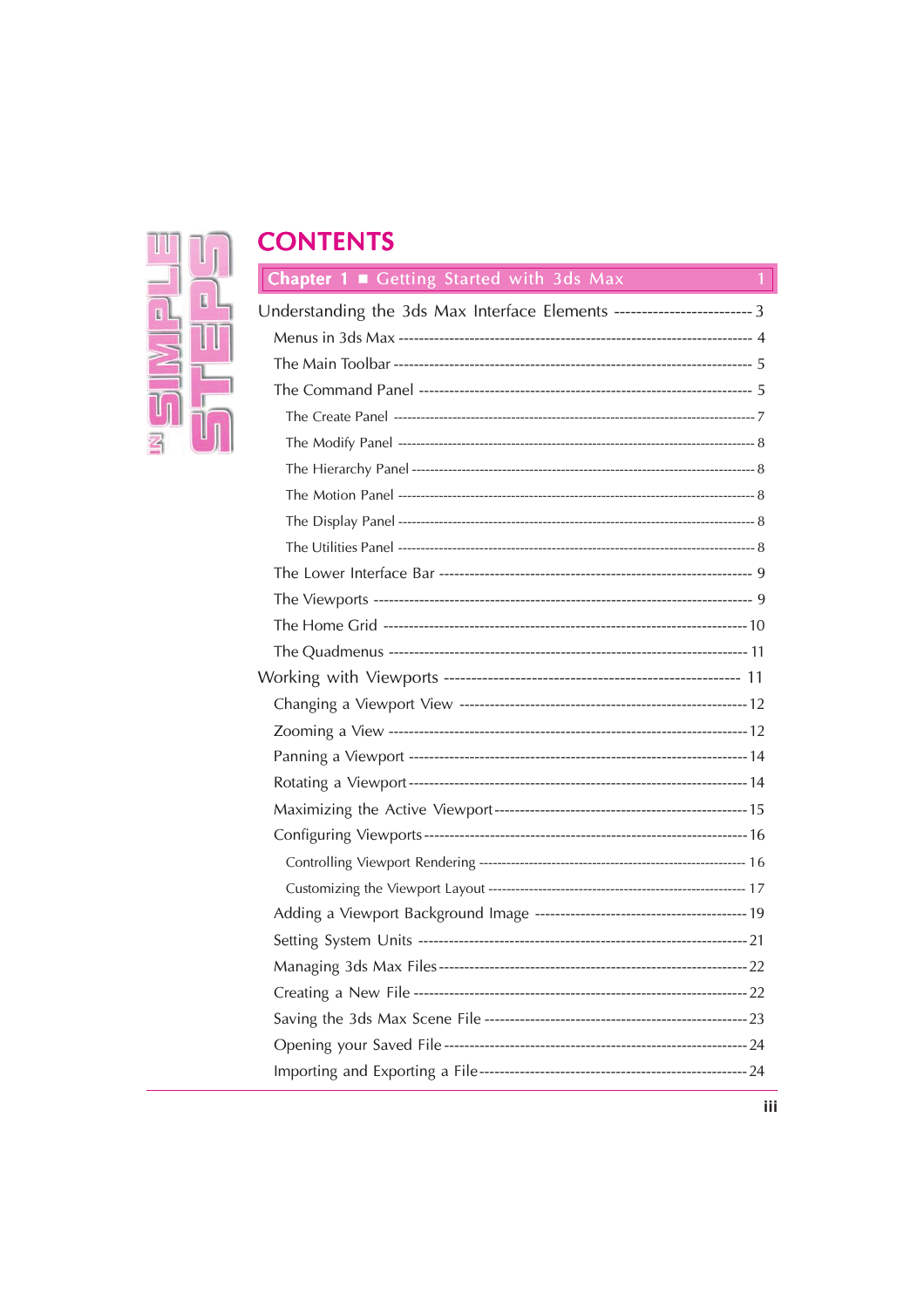# CONTENTS

## Chapter 1 ■ Getting Started with 3ds Max — 1

Understanding the 3ds Max Interface Elements ------------------------- 3

- Menus in 3ds Max ------------------------------------------------------------------------ 4
- The Main Toolbar ------------------------------------------------------------------------ 5
- The Command Panel ------------------------------------------------------------------- 5
  - The Create Panel ------------------------------------------------------------------------7
  - The Modify Panel ------------------------------------------------------------------------ 8
  - The Hierarchy Panel ---------------------------------------------------------------------- 8
  - The Motion Panel ------------------------------------------------------------------------ 8
  - The Display Panel ------------------------------------------------------------------------ 8
  - The Utilities Panel ------------------------------------------------------------------------ 8
- The Lower Interface Bar ------------------------------------------------------------ 9
- The Viewports ------------------------------------------------------------------------------ 9
- The Home Grid ---------------------------------------------------------------------------- 10
- The Quadmenus -------------------------------------------------------------------------- 11

Working with Viewports ----------------------------------------------------- 11

- Changing a Viewport View -------------------------------------------------------- 12
- Zooming a View ----------------------------------------------------------------------- 12
- Panning a Viewport ------------------------------------------------------------------- 14
- Rotating a Viewport ------------------------------------------------------------------- 14
- Maximizing the Active Viewport ------------------------------------------------ 15
- Configuring Viewports ---------------------------------------------------------------- 16
  - Controlling Viewport Rendering ---------------------------------------------------- 16
  - Customizing the Viewport Layout --------------------------------------------------- 17
- Adding a Viewport Background Image --------------------------------------- 19
- Setting System Units ------------------------------------------------------------------ 21
- Managing 3ds Max Files ------------------------------------------------------------- 22
- Creating a New File -------------------------------------------------------------------- 22
- Saving the 3ds Max Scene File ---------------------------------------------------- 23
- Opening your Saved File ------------------------------------------------------------ 24
- Importing and Exporting a File ----------------------------------------------------- 24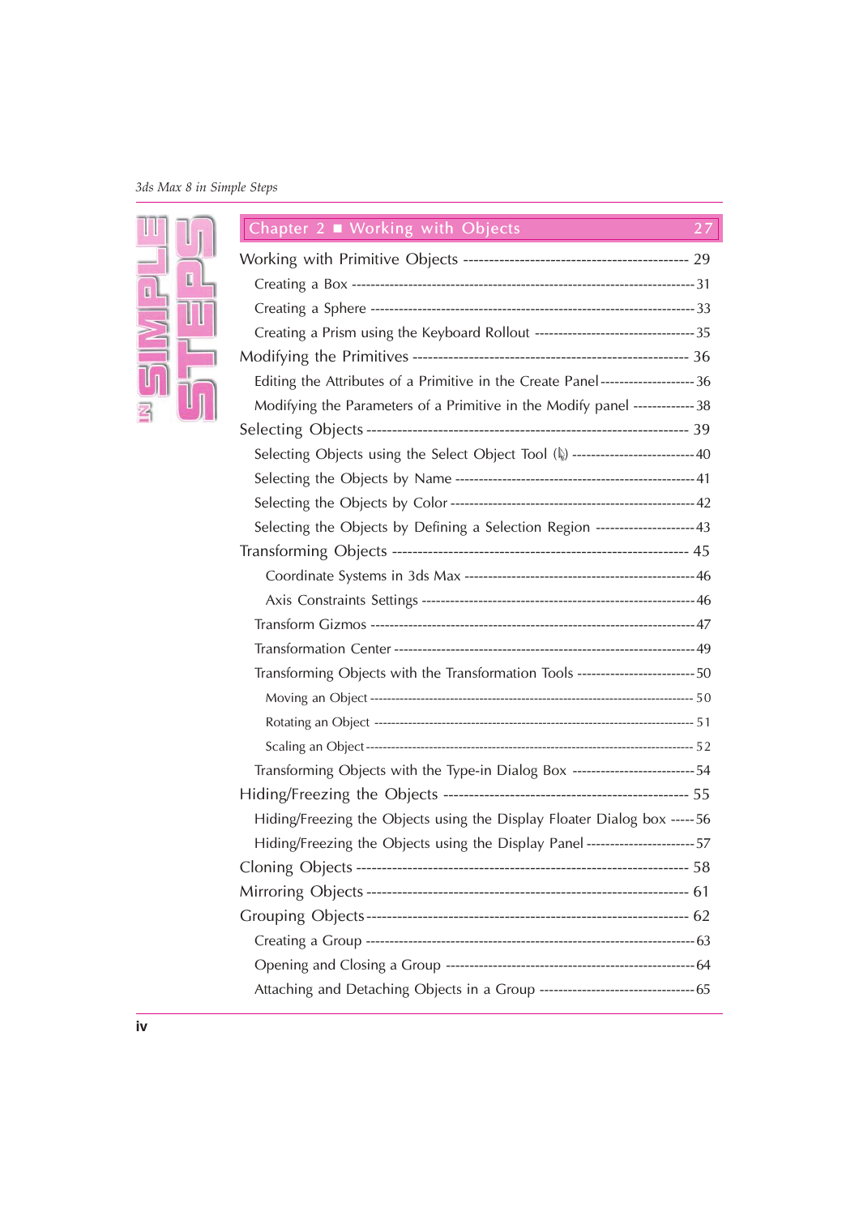## Chapter 2 ■ Working with Objects 27

Working with Primitive Objects ---------------------------------------------- 29

- Creating a Box --------------------------------------------------------------------------31
- Creating a Sphere -------------------------------------------------------------------------33
- Creating a Prism using the Keyboard Rollout ----------------------------------35

Modifying the Primitives ------------------------------------------------------ 36

- Editing the Attributes of a Primitive in the Create Panel--------------------36
- Modifying the Parameters of a Primitive in the Modify panel -------------38

Selecting Objects -------------------------------------------------------------------- 39

- Selecting Objects using the Select Object Tool ( ) --------------------------40
- Selecting the Objects by Name ---------------------------------------------------41
- Selecting the Objects by Color ---------------------------------------------------42
- Selecting the Objects by Defining a Selection Region ---------------------43

Transforming Objects ---------------------------------------------------------- 45

- Coordinate Systems in 3ds Max ------------------------------------------------46
- Axis Constraints Settings ---------------------------------------------------------46
- Transform Gizmos ---------------------------------------------------------------------47
- Transformation Center ----------------------------------------------------------------49
- Transforming Objects with the Transformation Tools -------------------------50
  - Moving an Object ----------------------------------------------------------------------- 50
  - Rotating an Object ---------------------------------------------------------------------- 51
  - Scaling an Object ------------------------------------------------------------------------ 52
- Transforming Objects with the Type-in Dialog Box --------------------------54

Hiding/Freezing the Objects ------------------------------------------------- 55

- Hiding/Freezing the Objects using the Display Floater Dialog box -----56
- Hiding/Freezing the Objects using the Display Panel ------------------------57

Cloning Objects ---------------------------------------------------------------------- 58

Mirroring Objects -------------------------------------------------------------------- 61

Grouping Objects--------------------------------------------------------------------- 62

- Creating a Group ----------------------------------------------------------------------63
- Opening and Closing a Group ------------------------------------------------------64
- Attaching and Detaching Objects in a Group ---------------------------------65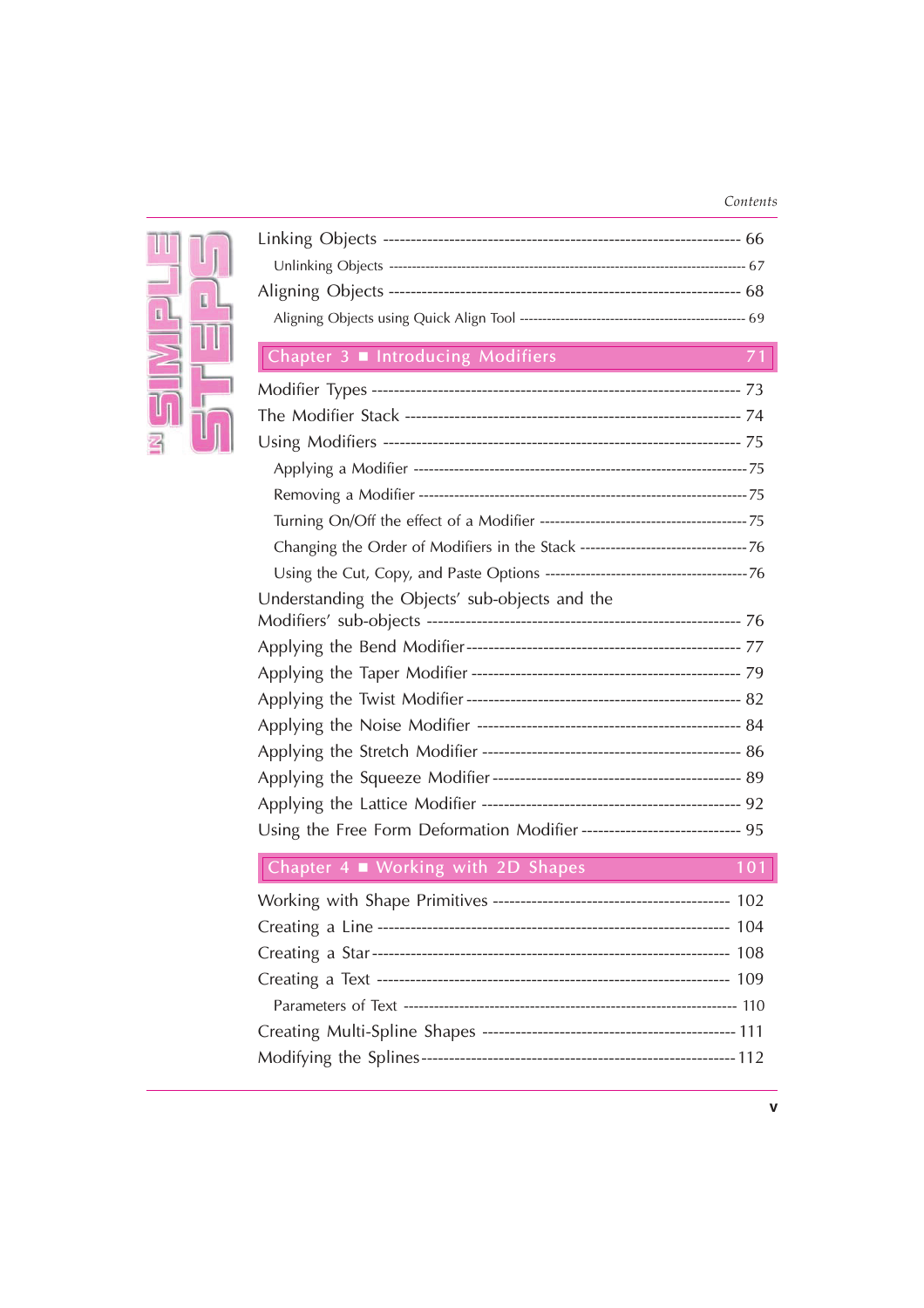Linking Objects ------------------------------------------------------------------ 66

Unlinking Objects ------------------------------------------------------------------ 67

Aligning Objects ----------------------------------------------------------------- 68

Aligning Objects using Quick Align Tool ----------------------------------------------- 69

## Chapter 3 ■ Introducing Modifiers 71

Modifier Types ------------------------------------------------------------------- 73

The Modifier Stack -------------------------------------------------------------- 74

Using Modifiers ------------------------------------------------------------------ 75

Applying a Modifier ----------------------------------------------------------------75

Removing a Modifier ---------------------------------------------------------------75

Turning On/Off the effect of a Modifier -----------------------------------------75

Changing the Order of Modifiers in the Stack --------------------------------76

Using the Cut, Copy, and Paste Options ---------------------------------------76

Understanding the Objects' sub-objects and the Modifiers' sub-objects ----------------------------------------------------------- 76

Applying the Bend Modifier------------------------------------------------ 77

Applying the Taper Modifier ------------------------------------------------ 79

Applying the Twist Modifier------------------------------------------------ 82

Applying the Noise Modifier ----------------------------------------------- 84

Applying the Stretch Modifier ---------------------------------------------- 86

Applying the Squeeze Modifier-------------------------------------------- 89

Applying the Lattice Modifier ----------------------------------------------- 92

Using the Free Form Deformation Modifier ------------------------------ 95

## Chapter 4 ■ Working with 2D Shapes 101

Working with Shape Primitives ------------------------------------------- 102

Creating a Line ------------------------------------------------------------- 104

Creating a Star------------------------------------------------------------- 108

Creating a Text ------------------------------------------------------------- 109

Parameters of Text -------------------------------------------------------------- 110

Creating Multi-Spline Shapes ------------------------------------------- 111

Modifying the Splines--------------------------------------------------------112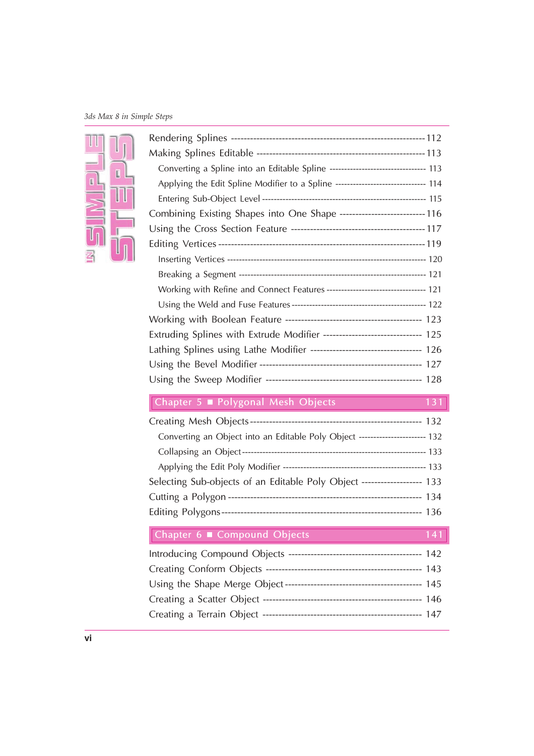Rendering Splines ---------------------------------------------------------------- 112

Making Splines Editable ---------------------------------------------------------- 113

- Converting a Spline into an Editable Spline -------------------------------- 113
- Applying the Edit Spline Modifier to a Spline ------------------------------ 114
- Entering Sub-Object Level ----------------------------------------------------- 115

Combining Existing Shapes into One Shape -------------------------------- 116

Using the Cross Section Feature ----------------------------------------------- 117

Editing Vertices ------------------------------------------------------------------ 119

- Inserting Vertices ---------------------------------------------------------------- 120
- Breaking a Segment ------------------------------------------------------------ 121
- Working with Refine and Connect Features --------------------------------- 121
- Using the Weld and Fuse Features ------------------------------------------- 122

Working with Boolean Feature ------------------------------------------------ 123

Extruding Splines with Extrude Modifier ---------------------------------- 125

Lathing Splines using Lathe Modifier -------------------------------------- 126

Using the Bevel Modifier ------------------------------------------------------- 127

Using the Sweep Modifier ----------------------------------------------------- 128

## Chapter 5 ■ Polygonal Mesh Objects 131

Creating Mesh Objects ---------------------------------------------------------- 132

- Converting an Object into an Editable Poly Object ---------------------- 132
- Collapsing an Object ------------------------------------------------------------ 133
- Applying the Edit Poly Modifier ---------------------------------------------- 133

Selecting Sub-objects of an Editable Poly Object ------------------------- 133

Cutting a Polygon --------------------------------------------------------------- 134

Editing Polygons ----------------------------------------------------------------- 136

## Chapter 6 ■ Compound Objects 141

Introducing Compound Objects ------------------------------------------------ 142

Creating Conform Objects ------------------------------------------------------ 143

Using the Shape Merge Object ------------------------------------------------ 145

Creating a Scatter Object ------------------------------------------------------ 146

Creating a Terrain Object ------------------------------------------------------ 147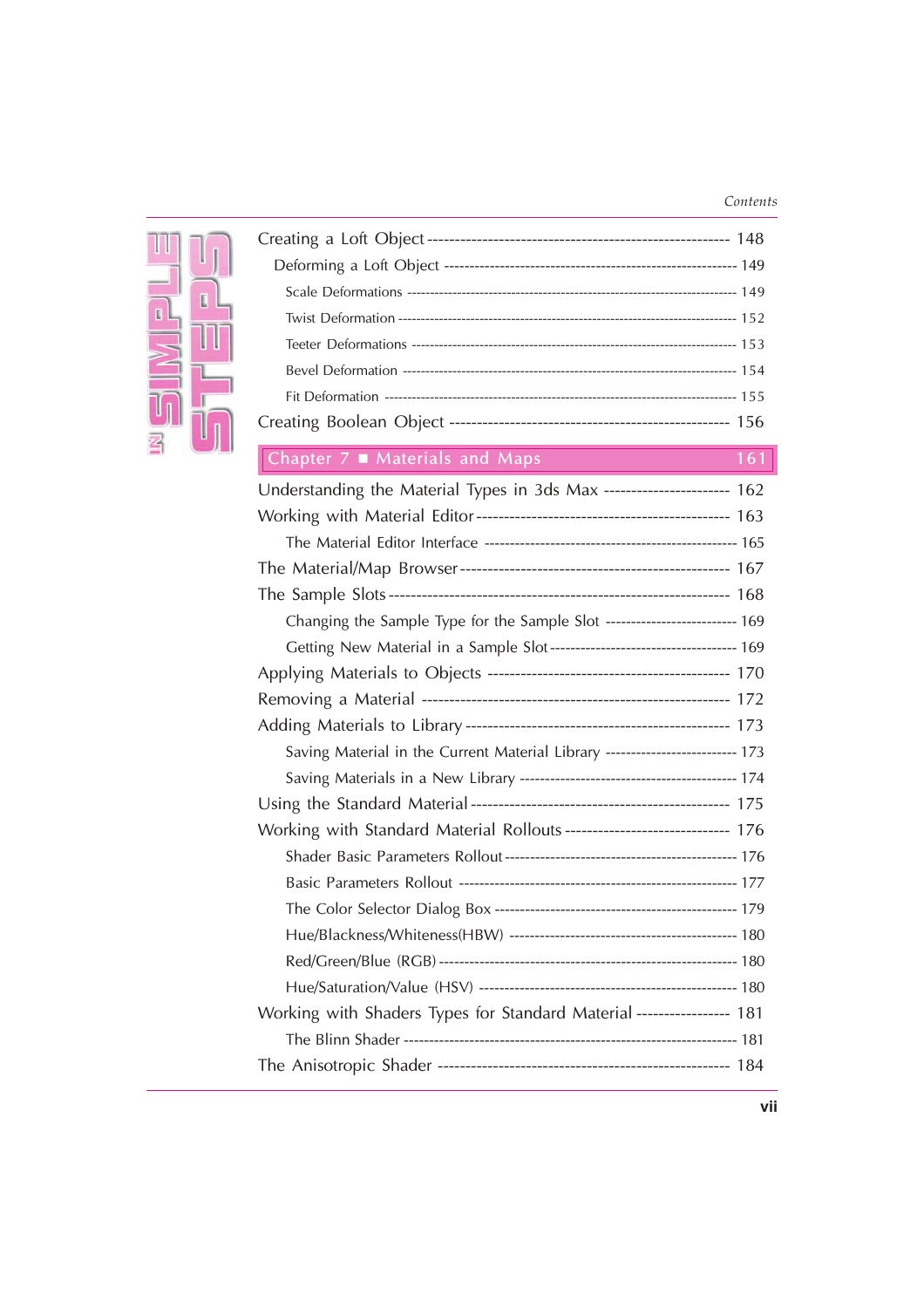Creating a Loft Object ---------------------------------------------------------- 148

Deforming a Loft Object ---------------------------------------------------------- 149

Scale Deformations ------------------------------------------------------------------ 149

Twist Deformation -------------------------------------------------------------------- 152

Teeter Deformations ---------------------------------------------------------------- 153

Bevel Deformation ------------------------------------------------------------------- 154

Fit Deformation ----------------------------------------------------------------------- 155

Creating Boolean Object ------------------------------------------------------- 156

## Chapter 7 ■ Materials and Maps 161

Understanding the Material Types in 3ds Max ----------------------- 162

Working with Material Editor ------------------------------------------------ 163

The Material Editor Interface ------------------------------------------------ 165

The Material/Map Browser -------------------------------------------------- 167

The Sample Slots ---------------------------------------------------------------- 168

Changing the Sample Type for the Sample Slot ------------------------- 169

Getting New Material in a Sample Slot ----------------------------------- 169

Applying Materials to Objects ------------------------------------------- 170

Removing a Material ----------------------------------------------------------- 172

Adding Materials to Library ------------------------------------------------- 173

Saving Material in the Current Material Library ------------------------- 173

Saving Materials in a New Library ------------------------------------------ 174

Using the Standard Material ------------------------------------------------- 175

Working with Standard Material Rollouts ------------------------------ 176

Shader Basic Parameters Rollout -------------------------------------------- 176

Basic Parameters Rollout ----------------------------------------------------- 177

The Color Selector Dialog Box ---------------------------------------------- 179

Hue/Blackness/Whiteness(HBW) ------------------------------------------- 180

Red/Green/Blue (RGB) -------------------------------------------------------- 180

Hue/Saturation/Value (HSV) ------------------------------------------------- 180

Working with Shaders Types for Standard Material ----------------- 181

The Blinn Shader --------------------------------------------------------------- 181

The Anisotropic Shader ------------------------------------------------------- 184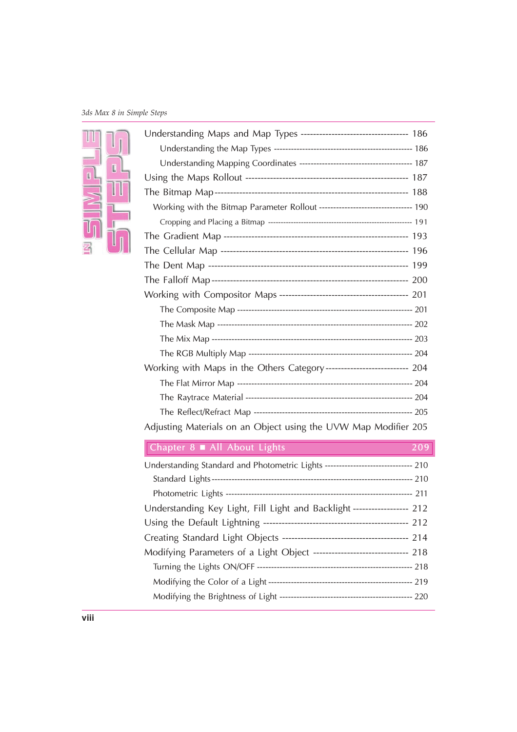Understanding Maps and Map Types ---------------------------------- 186

Understanding the Map Types ---------------------------------------------- 186

Understanding Mapping Coordinates ------------------------------------- 187

Using the Maps Rollout ------------------------------------------------- 187

The Bitmap Map ------------------------------------------------------------ 188

Working with the Bitmap Parameter Rollout --------------------------------- 190

Cropping and Placing a Bitmap ------------------------------------------------- 191

The Gradient Map ---------------------------------------------------------- 193

The Cellular Map ---------------------------------------------------------- 196

The Dent Map --------------------------------------------------------------- 199

The Falloff Map ------------------------------------------------------------ 200

Working with Compositor Maps ----------------------------------------- 201

The Composite Map -------------------------------------------------------- 201

The Mask Map --------------------------------------------------------------- 202

The Mix Map ----------------------------------------------------------------- 203

The RGB Multiply Map ---------------------------------------------------- 204

Working with Maps in the Others Category -------------------------- 204

The Flat Mirror Map ------------------------------------------------------ 204

The Raytrace Material ---------------------------------------------------- 204

The Reflect/Refract Map -------------------------------------------------- 205

Adjusting Materials on an Object using the UVW Map Modifier 205

## Chapter 8 ■ All About Lights 209

Understanding Standard and Photometric Lights ------------------------------ 210

Standard Lights ------------------------------------------------------------------- 210

Photometric Lights ---------------------------------------------------------------- 211

Understanding Key Light, Fill Light and Backlight ----------------- 212

Using the Default Lightning --------------------------------------------- 212

Creating Standard Light Objects ---------------------------------------- 214

Modifying Parameters of a Light Object ------------------------------ 218

Turning the Lights ON/OFF ------------------------------------------------ 218

Modifying the Color of a Light -------------------------------------------- 219

Modifying the Brightness of Light ---------------------------------------- 220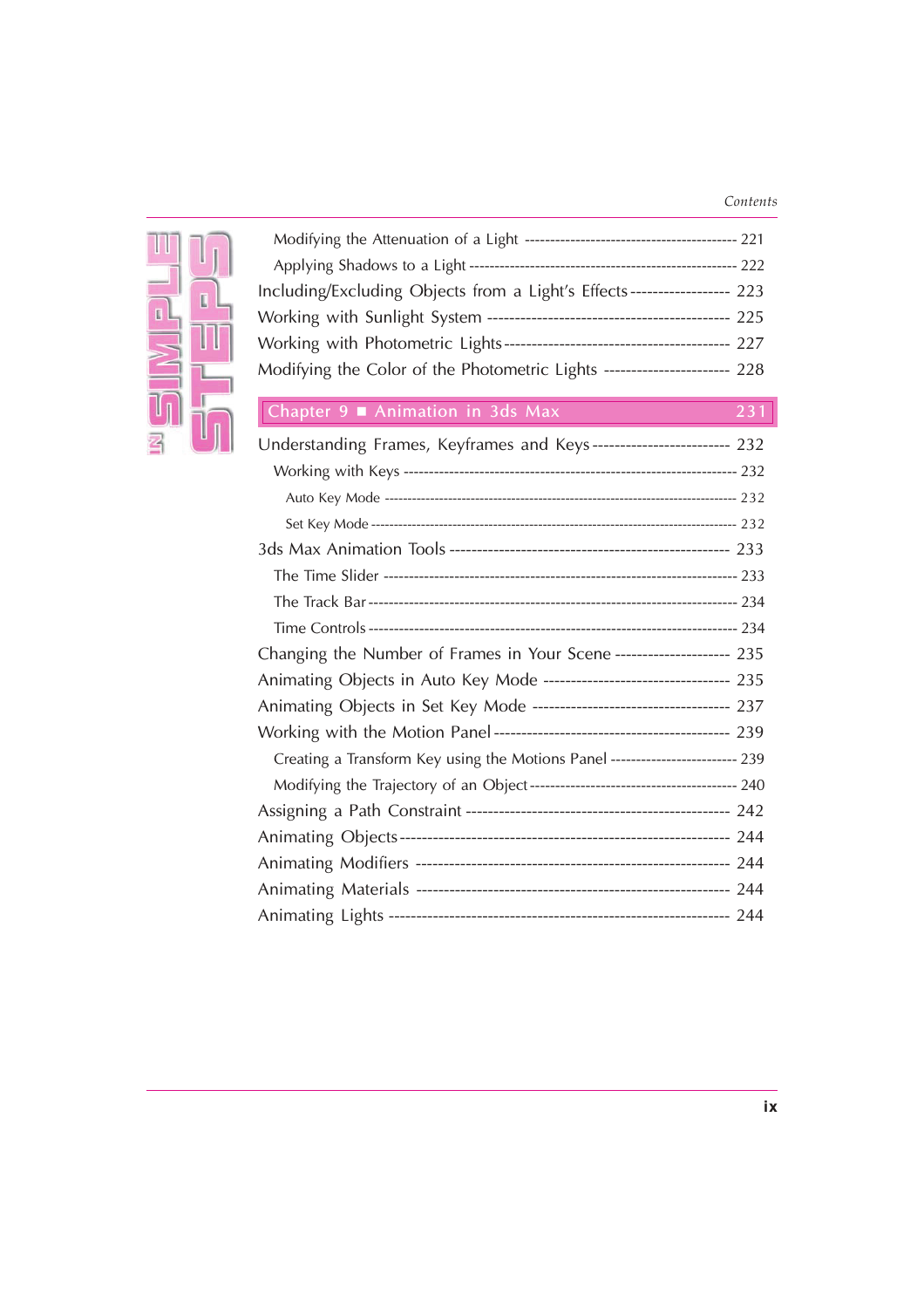Modifying the Attenuation of a Light ------------------------------------------ 221

Applying Shadows to a Light ---------------------------------------------------- 222

Including/Excluding Objects from a Light's Effects ------------------ 223

Working with Sunlight System -------------------------------------------- 225

Working with Photometric Lights ------------------------------------------ 227

Modifying the Color of the Photometric Lights ---------------------- 228

## Chapter 9 ■ Animation in 3ds Max 231

Understanding Frames, Keyframes and Keys ------------------------ 232

Working with Keys --------------------------------------------------------------- 232

Auto Key Mode ------------------------------------------------------------------------ 232

Set Key Mode ---------------------------------------------------------------------------- 232

3ds Max Animation Tools -------------------------------------------------- 233

The Time Slider ------------------------------------------------------------------- 233

The Track Bar ----------------------------------------------------------------------- 234

Time Controls ----------------------------------------------------------------------- 234

Changing the Number of Frames in Your Scene -------------------- 235

Animating Objects in Auto Key Mode ---------------------------------- 235

Animating Objects in Set Key Mode ------------------------------------ 237

Working with the Motion Panel ------------------------------------------ 239

Creating a Transform Key using the Motions Panel ------------------------ 239

Modifying the Trajectory of an Object ---------------------------------------- 240

Assigning a Path Constraint ---------------------------------------------- 242

Animating Objects ----------------------------------------------------------- 244

Animating Modifiers -------------------------------------------------------- 244

Animating Materials -------------------------------------------------------- 244

Animating Lights ------------------------------------------------------------- 244